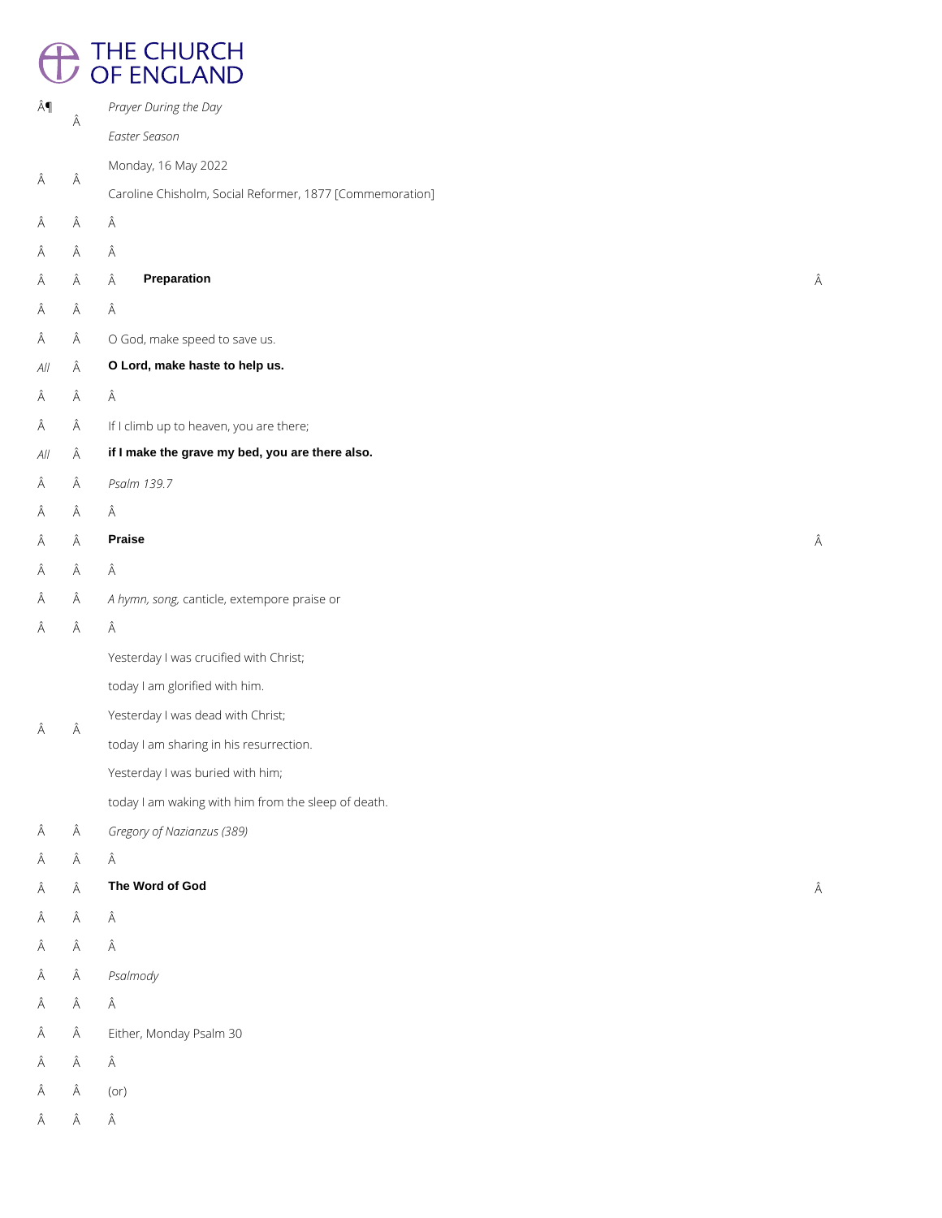# THE CHURCH OF ENGLAND

*Prayer During the Day*

*Easter Season*

Monday, 16 May 2022

Caroline Chisholm, Social Reformer, 1877 [Commemoration]

## Preparation

O God, make speed to save us.

*All* **O Lord, make haste to help us.**

If I climb up to heaven, you are there;

*All* **if I make the grave my bed, you are there also.**

*Psalm 139.7*

## Praise

*A hymn, song,* canticle, extempore praise or

Yesterday I was crucified with Christ;
today I am glorified with him.
Yesterday I was dead with Christ;
today I am sharing in his resurrection.
Yesterday I was buried with him;
today I am waking with him from the sleep of death.

*Gregory of Nazianzus (389)*

## The Word of God

*Psalmody*

Either, Monday Psalm 30

(or)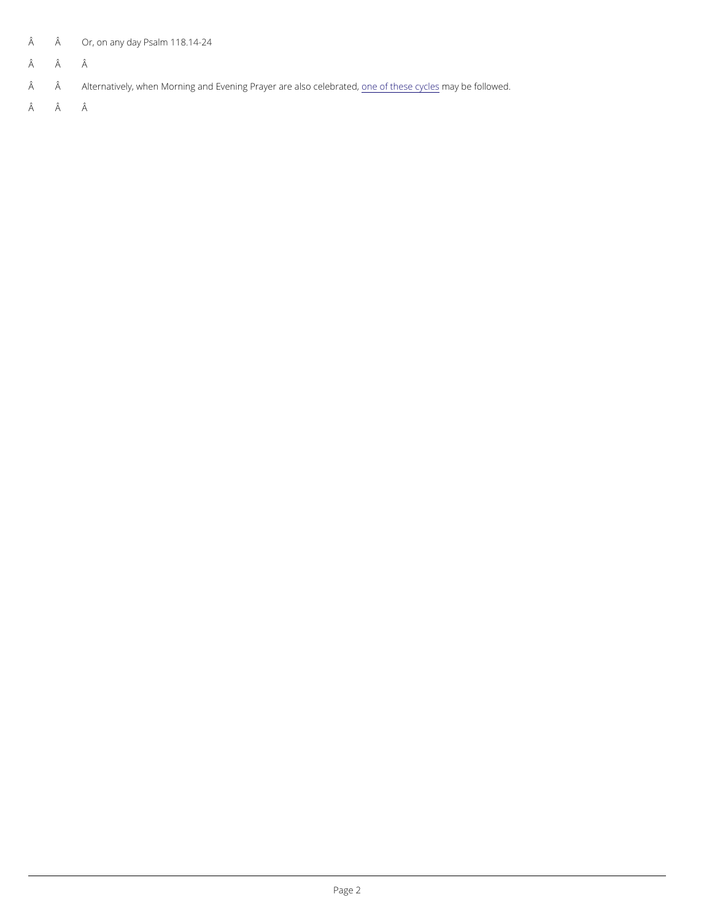Â Â Or, on any day Psalm 118.14-24

Â Â Â

Â Â Alternatively, when Morning and Evening Prayer are also celebrated, one of these cycles may be followed.

Â Â Â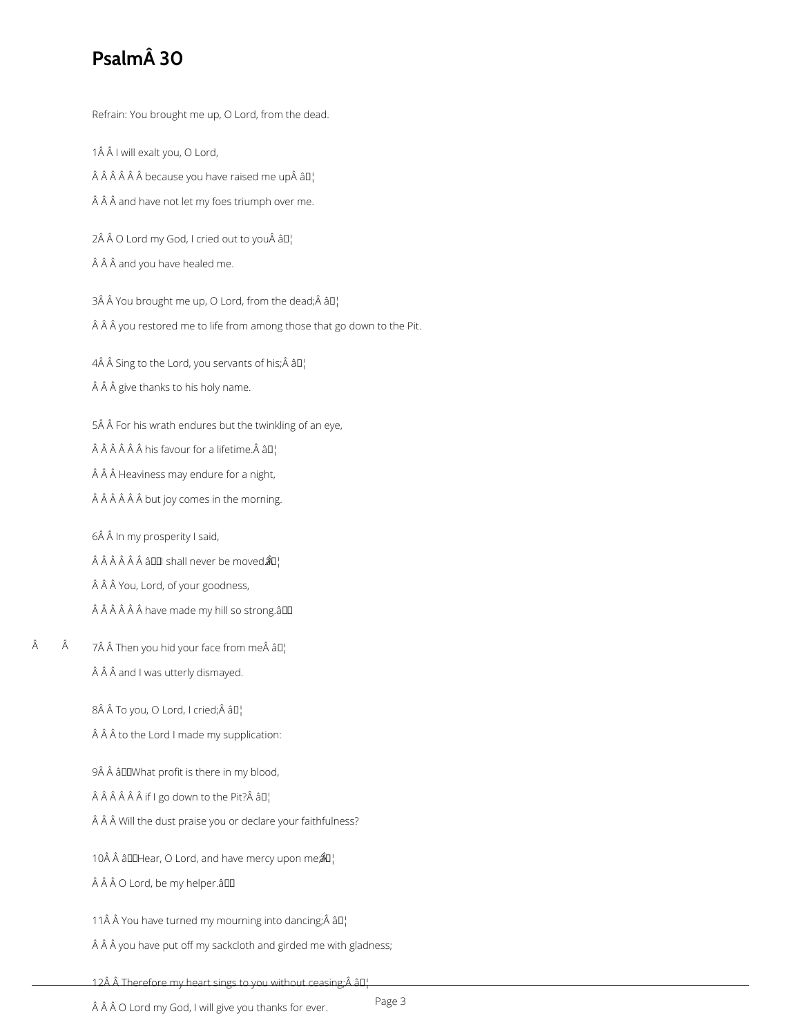# Psalm 30

Refrain: You brought me up, O Lord, from the dead.

1 I will exalt you, O Lord,
because you have raised me up …
and have not let my foes triumph over me.

2 O Lord my God, I cried out to you …
and you have healed me.

3 You brought me up, O Lord, from the dead; …
you restored me to life from among those that go down to the Pit.

4 Sing to the Lord, you servants of his; …
give thanks to his holy name.

5 For his wrath endures but the twinkling of an eye,
his favour for a lifetime. …
Heaviness may endure for a night,
but joy comes in the morning.

6 In my prosperity I said,
‘I shall never be moved. …
You, Lord, of your goodness,
have made my hill so strong.’

7 Then you hid your face from me …
and I was utterly dismayed.

8 To you, O Lord, I cried; …
to the Lord I made my supplication:

9 ‘What profit is there in my blood,
if I go down to the Pit? …
Will the dust praise you or declare your faithfulness?

10 ‘Hear, O Lord, and have mercy upon me; …
O Lord, be my helper.’

11 You have turned my mourning into dancing; …
you have put off my sackcloth and girded me with gladness;

12 Therefore my heart sings to you without ceasing; …
O Lord my God, I will give you thanks for ever.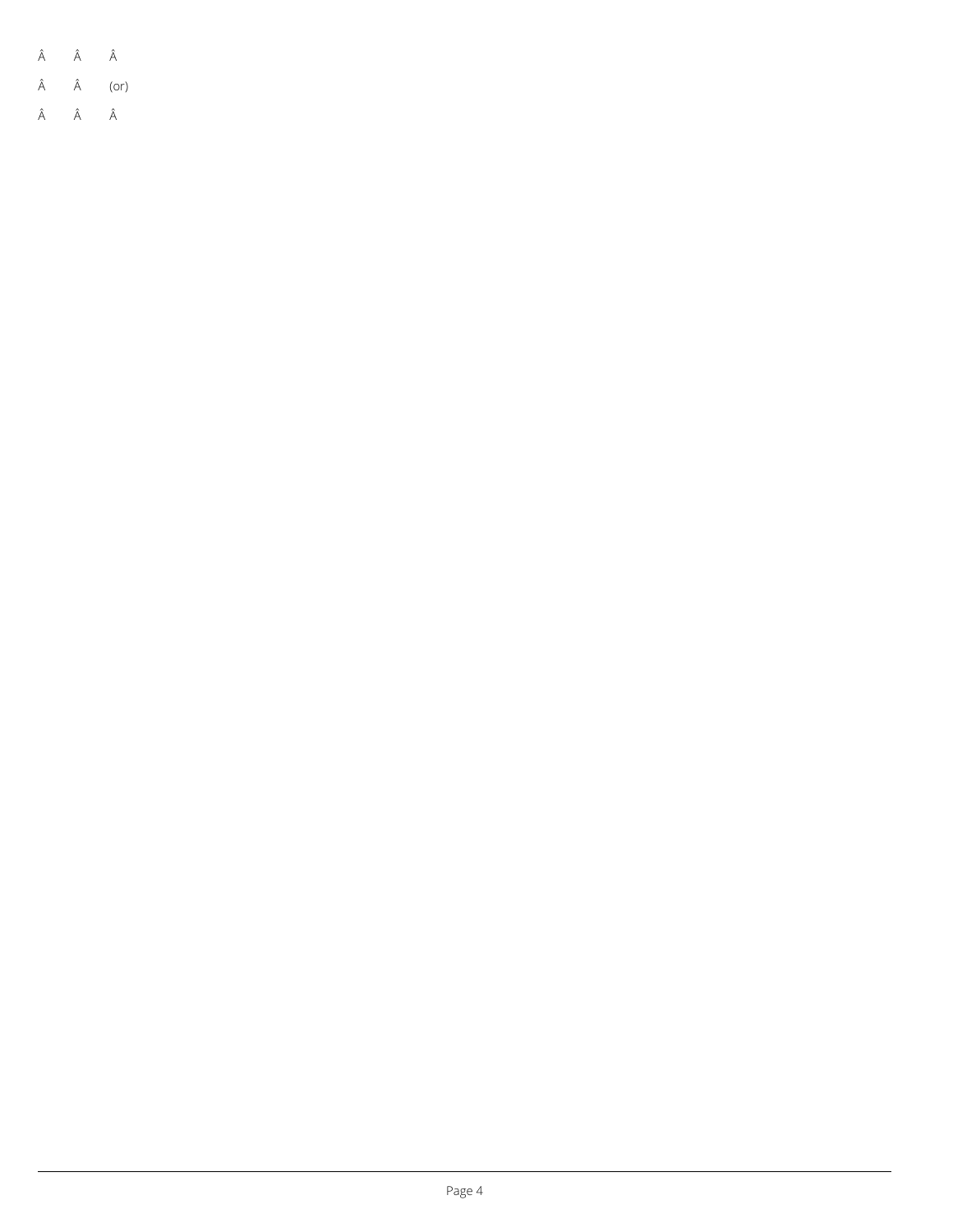Â Â Â

Â Â (or)

Â Â Â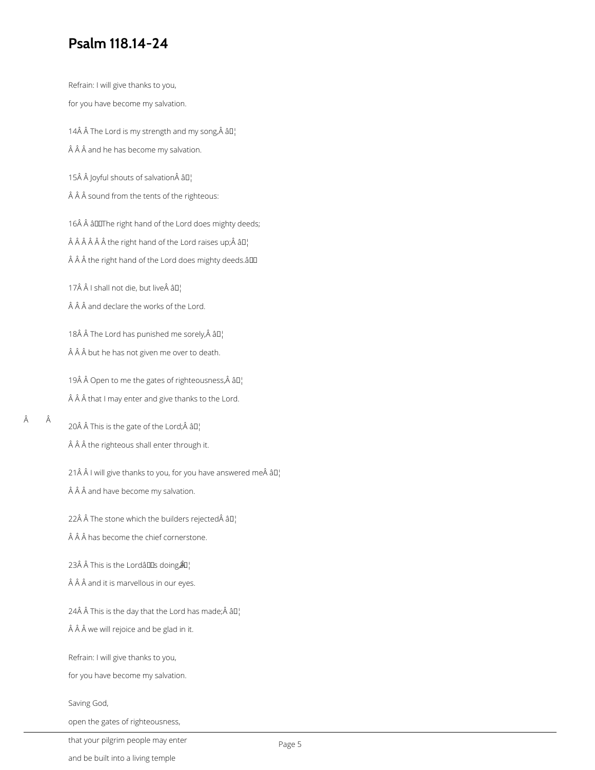# Psalm 118.14-24

Refrain: I will give thanks to you,

for you have become my salvation.

14 The Lord is my strength and my song, ♦

and he has become my salvation.

15 Joyful shouts of salvation ♦

sound from the tents of the righteous:

16 ‘The right hand of the Lord does mighty deeds;

the right hand of the Lord raises up; ♦

the right hand of the Lord does mighty deeds.’

17 I shall not die, but live ♦

and declare the works of the Lord.

18 The Lord has punished me sorely, ♦

but he has not given me over to death.

19 Open to me the gates of righteousness, ♦

that I may enter and give thanks to the Lord.

20 This is the gate of the Lord; ♦

the righteous shall enter through it.

21 I will give thanks to you, for you have answered me ♦

and have become my salvation.

22 The stone which the builders rejected ♦

has become the chief cornerstone.

23 This is the Lord’s doing, ♦

and it is marvellous in our eyes.

24 This is the day that the Lord has made; ♦

we will rejoice and be glad in it.

Refrain: I will give thanks to you,

for you have become my salvation.

Saving God,

open the gates of righteousness,

that your pilgrim people may enter

and be built into a living temple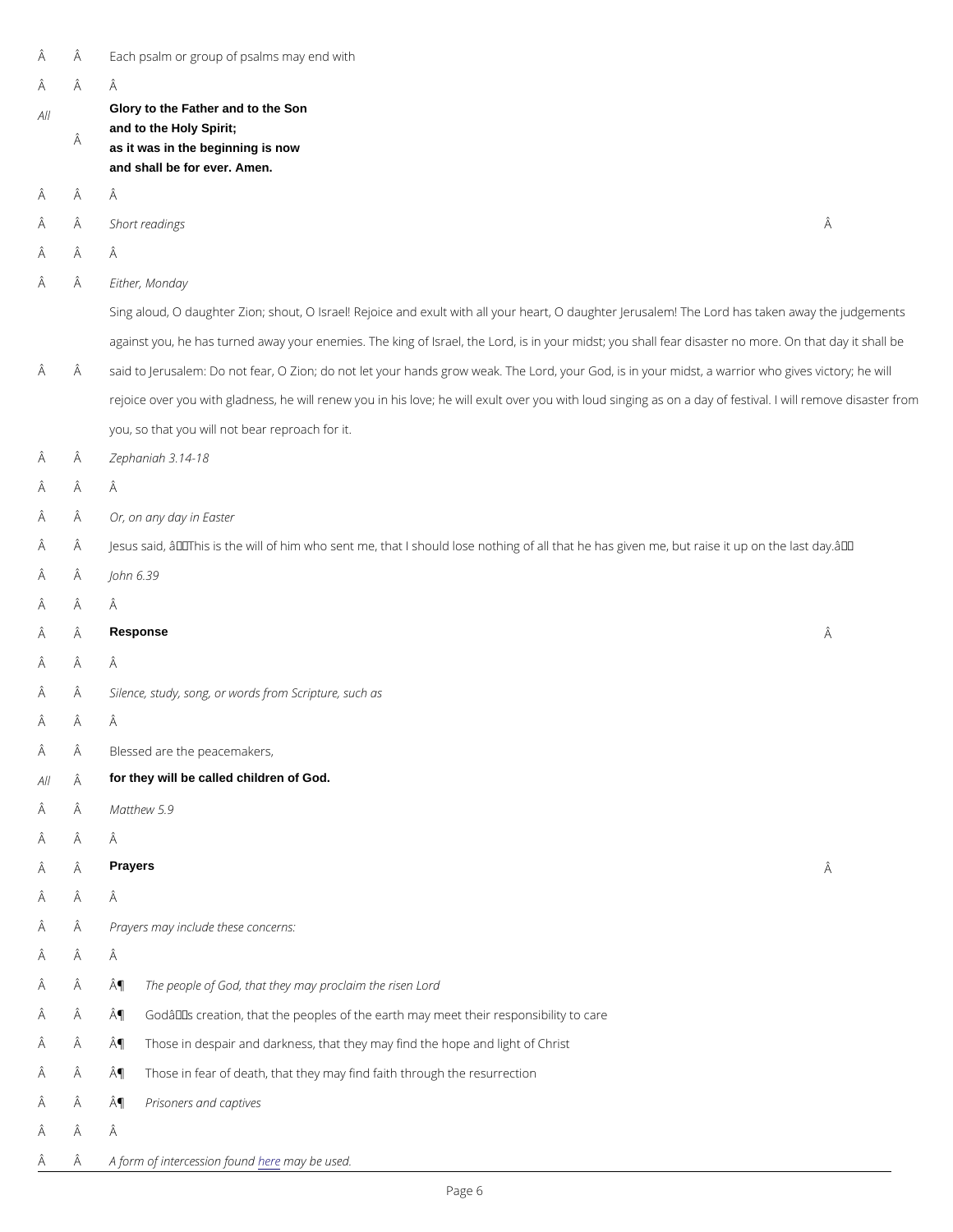Each psalm or group of psalms may end with

*All* **Glory to the Father and to the Son**
**and to the Holy Spirit;**
**as it was in the beginning is now**
**and shall be for ever. Amen.**

*Short readings*

*Either, Monday*

Sing aloud, O daughter Zion; shout, O Israel! Rejoice and exult with all your heart, O daughter Jerusalem! The Lord has taken away the judgements against you, he has turned away your enemies. The king of Israel, the Lord, is in your midst; you shall fear disaster no more. On that day it shall be said to Jerusalem: Do not fear, O Zion; do not let your hands grow weak. The Lord, your God, is in your midst, a warrior who gives victory; he will rejoice over you with gladness, he will renew you in his love; he will exult over you with loud singing as on a day of festival. I will remove disaster from you, so that you will not bear reproach for it.

*Zephaniah 3.14-18*

*Or, on any day in Easter*

Jesus said, 'This is the will of him who sent me, that I should lose nothing of all that he has given me, but raise it up on the last day.'

*John 6.39*

**Response**

*Silence, study, song, or words from Scripture, such as*

Blessed are the peacemakers,

*All* **for they will be called children of God.**

*Matthew 5.9*

**Prayers**

*Prayers may include these concerns:*

- *The people of God, that they may proclaim the risen Lord*
- God's creation, that the peoples of the earth may meet their responsibility to care
- Those in despair and darkness, that they may find the hope and light of Christ
- Those in fear of death, that they may find faith through the resurrection
- *Prisoners and captives*

*A form of intercession found here may be used.*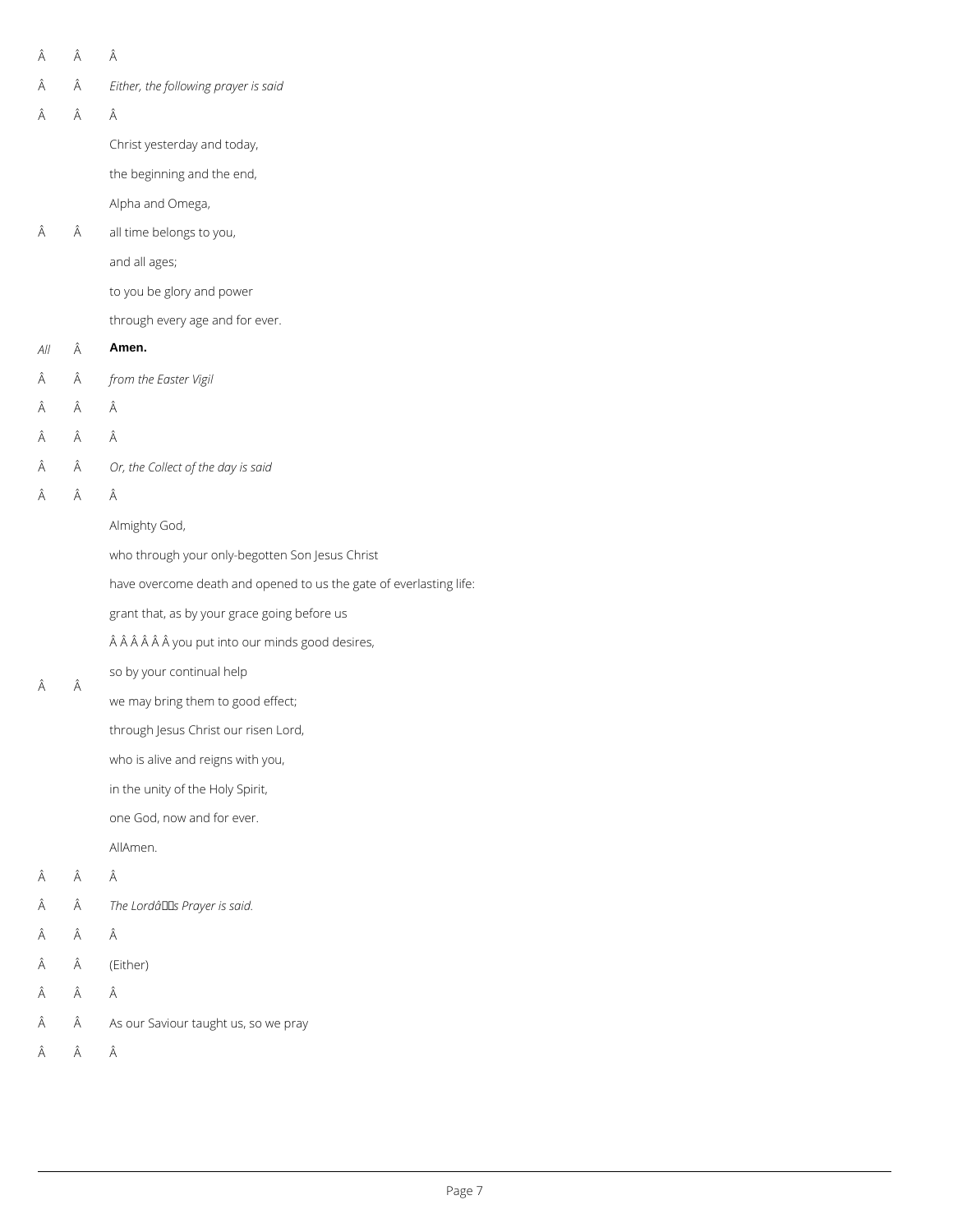*Either, the following prayer is said*

Christ yesterday and today,
the beginning and the end,
Alpha and Omega,
all time belongs to you,
and all ages;
to you be glory and power
through every age and for ever.

*All* **Amen.**

*from the Easter Vigil*

*Or, the Collect of the day is said*

Almighty God,
who through your only-begotten Son Jesus Christ
have overcome death and opened to us the gate of everlasting life:
grant that, as by your grace going before us
you put into our minds good desires,
so by your continual help
we may bring them to good effect;
through Jesus Christ our risen Lord,
who is alive and reigns with you,
in the unity of the Holy Spirit,
one God, now and for ever.

AllAmen.

*The Lord's Prayer is said.*

(Either)

As our Saviour taught us, so we pray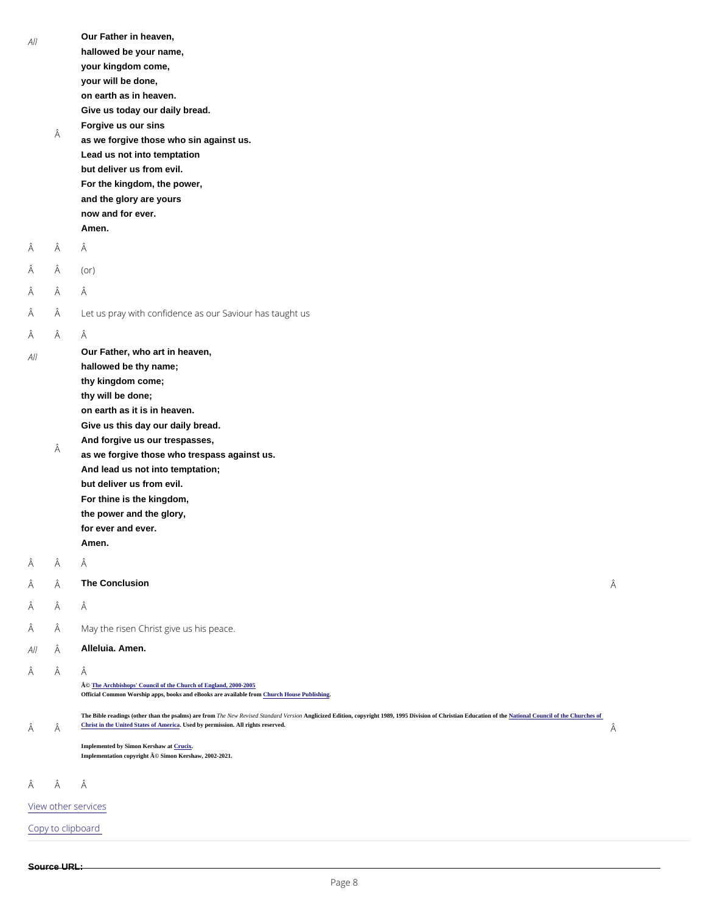*All* **Our Father in heaven,**
**hallowed be your name,**
**your kingdom come,**
**your will be done,**
**on earth as in heaven.**
**Give us today our daily bread.**
**Forgive us our sins**
**as we forgive those who sin against us.**
**Lead us not into temptation**
**but deliver us from evil.**
**For the kingdom, the power,**
**and the glory are yours**
**now and for ever.**
**Amen.**

(or)

Let us pray with confidence as our Saviour has taught us

*All* **Our Father, who art in heaven,**
**hallowed be thy name;**
**thy kingdom come;**
**thy will be done;**
**on earth as it is in heaven.**
**Give us this day our daily bread.**
**And forgive us our trespasses,**
**as we forgive those who trespass against us.**
**And lead us not into temptation;**
**but deliver us from evil.**
**For thine is the kingdom,**
**the power and the glory,**
**for ever and ever.**
**Amen.**

## The Conclusion

May the risen Christ give us his peace.

*All* **Alleluia. Amen.**

**© The Archbishops' Council of the Church of England, 2000-2005**
**Official Common Worship apps, books and eBooks are available from Church House Publishing.**

**The Bible readings (other than the psalms) are from *The New Revised Standard Version* Anglicized Edition, copyright 1989, 1995 Division of Christian Education of the National Council of the Churches of Christ in the United States of America. Used by permission. All rights reserved.**

**Implemented by Simon Kershaw at Crucix.**
**Implementation copyright © Simon Kershaw, 2002-2021.**

View other services

Copy to clipboard

**Source URL:**